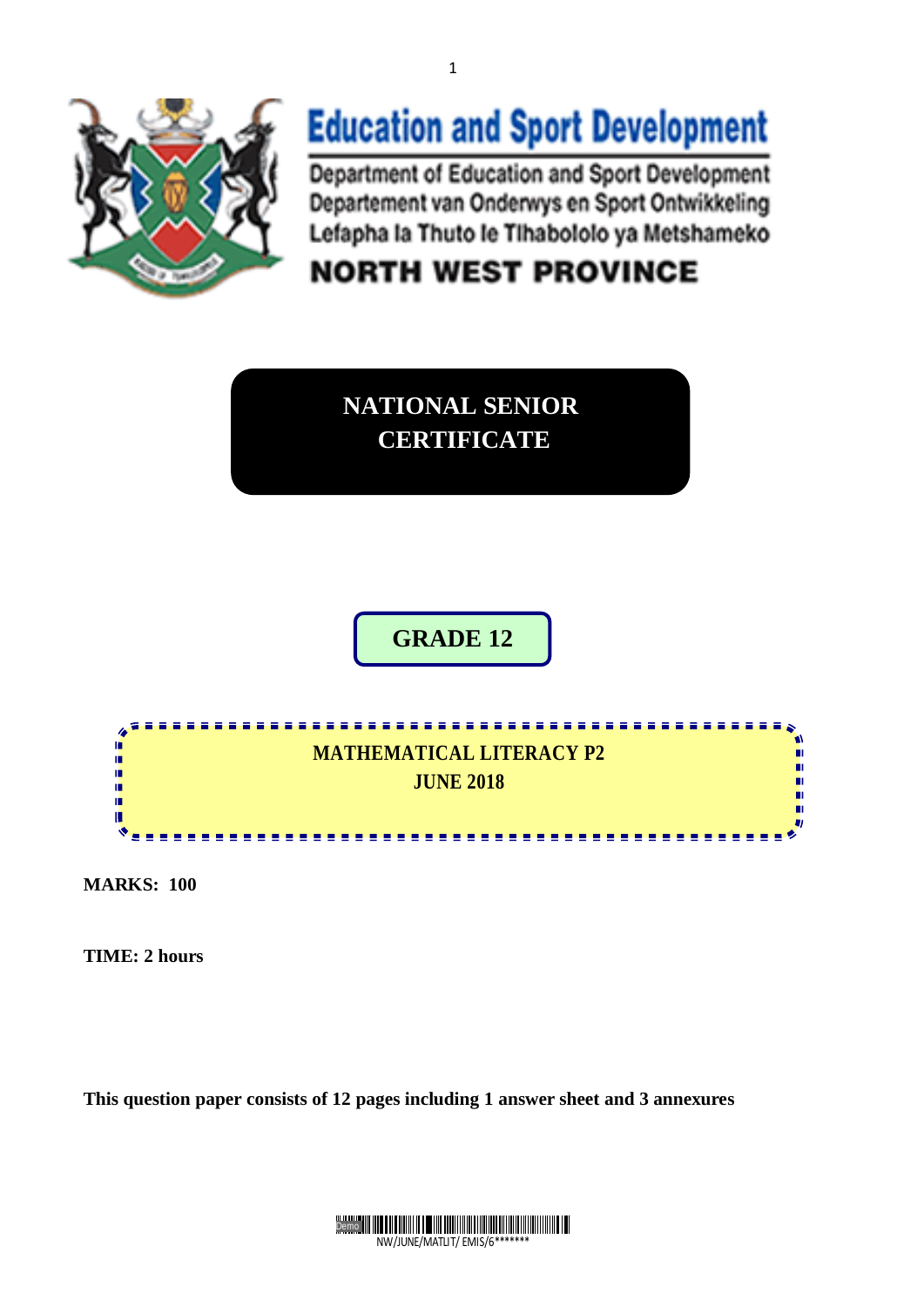# Education and Sport Development

Department of Education and Sport Development
Departement van Onderwys en Sport Ontwikkeling
Lefapha la Thuto le Tlhabololo ya Metshameko

**NORTH WEST PROVINCE**

## NATIONAL SENIOR CERTIFICATE

## GRADE 12

## MATHEMATICAL LITERACY P2
## JUNE 2018

**MARKS: 100**

**TIME: 2 hours**

**This question paper consists of 12 pages including 1 answer sheet and 3 annexures**

NW/JUNE/MATLIT/ EMIS/6*******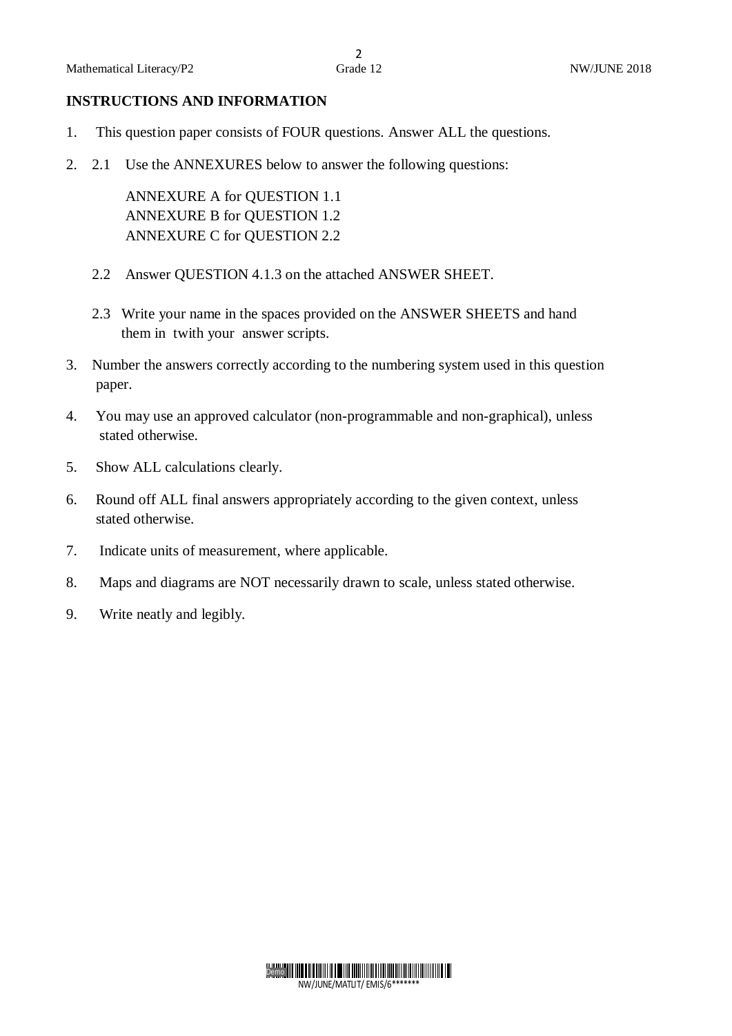## INSTRUCTIONS AND INFORMATION

1. This question paper consists of FOUR questions. Answer ALL the questions.

2. 2.1 Use the ANNEXURES below to answer the following questions:

   ANNEXURE A for QUESTION 1.1
   ANNEXURE B for QUESTION 1.2
   ANNEXURE C for QUESTION 2.2

   2.2 Answer QUESTION 4.1.3 on the attached ANSWER SHEET.

   2.3 Write your name in the spaces provided on the ANSWER SHEETS and hand them in twith your answer scripts.

3. Number the answers correctly according to the numbering system used in this question paper.

4. You may use an approved calculator (non-programmable and non-graphical), unless stated otherwise.

5. Show ALL calculations clearly.

6. Round off ALL final answers appropriately according to the given context, unless stated otherwise.

7. Indicate units of measurement, where applicable.

8. Maps and diagrams are NOT necessarily drawn to scale, unless stated otherwise.

9. Write neatly and legibly.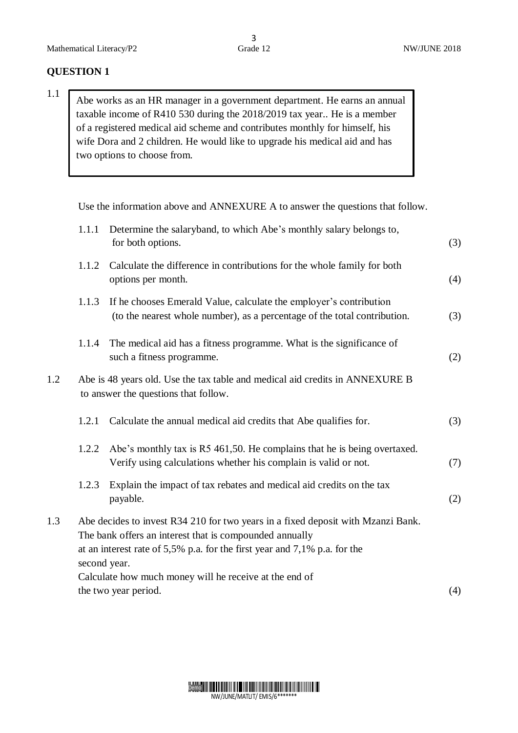## QUESTION 1

1.1

> Abe works as an HR manager in a government department. He earns an annual taxable income of R410 530 during the 2018/2019 tax year.. He is a member of a registered medical aid scheme and contributes monthly for himself, his wife Dora and 2 children. He would like to upgrade his medical aid and has two options to choose from.

Use the information above and ANNEXURE A to answer the questions that follow.

1.1.1 Determine the salaryband, to which Abe's monthly salary belongs to, for both options. (3)

1.1.2 Calculate the difference in contributions for the whole family for both options per month. (4)

1.1.3 If he chooses Emerald Value, calculate the employer's contribution (to the nearest whole number), as a percentage of the total contribution. (3)

1.1.4 The medical aid has a fitness programme. What is the significance of such a fitness programme. (2)

1.2 Abe is 48 years old. Use the tax table and medical aid credits in ANNEXURE B to answer the questions that follow.

1.2.1 Calculate the annual medical aid credits that Abe qualifies for. (3)

1.2.2 Abe's monthly tax is R5 461,50. He complains that he is being overtaxed. Verify using calculations whether his complain is valid or not. (7)

1.2.3 Explain the impact of tax rebates and medical aid credits on the tax payable. (2)

1.3 Abe decides to invest R34 210 for two years in a fixed deposit with Mzanzi Bank. The bank offers an interest that is compounded annually at an interest rate of 5,5% p.a. for the first year and 7,1% p.a. for the second year.
Calculate how much money will he receive at the end of the two year period. (4)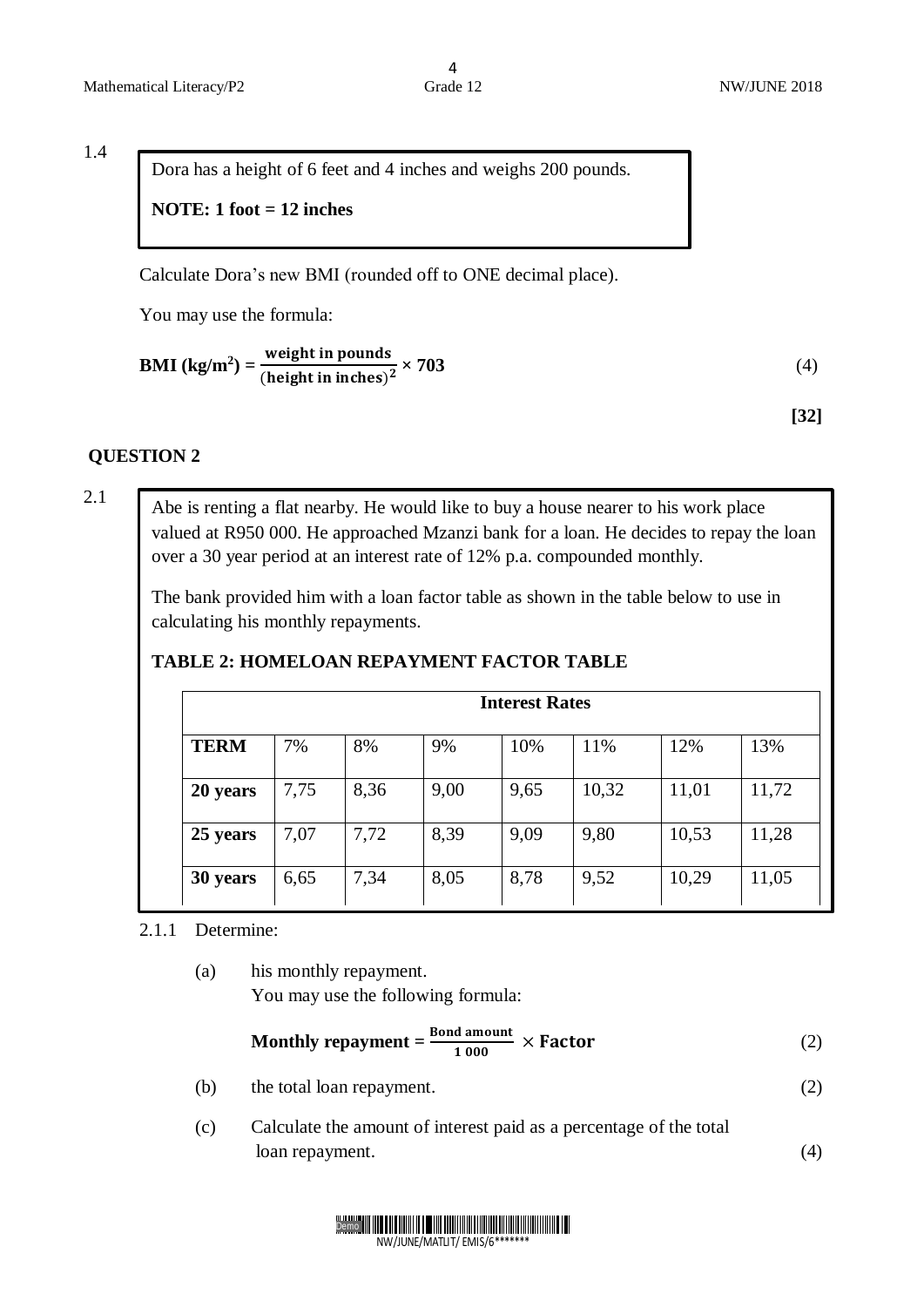1.4

> Dora has a height of 6 feet and 4 inches and weighs 200 pounds.
>
> **NOTE: 1 foot = 12 inches**

Calculate Dora's new BMI (rounded off to ONE decimal place).

You may use the formula:

$$\textbf{BMI (kg/m}^2\textbf{)} = \frac{\textbf{weight in pounds}}{(\textbf{height in inches})^2} \times \textbf{703} \qquad (4)$$

**[32]**

## QUESTION 2

2.1

> Abe is renting a flat nearby. He would like to buy a house nearer to his work place valued at R950 000. He approached Mzanzi bank for a loan. He decides to repay the loan over a 30 year period at an interest rate of 12% p.a. compounded monthly.
>
> The bank provided him with a loan factor table as shown in the table below to use in calculating his monthly repayments.
>
> **TABLE 2: HOMELOAN REPAYMENT FACTOR TABLE**

| | **Interest Rates** | | | | | | |
|---|---|---|---|---|---|---|---|
| **TERM** | 7% | 8% | 9% | 10% | 11% | 12% | 13% |
| **20 years** | 7,75 | 8,36 | 9,00 | 9,65 | 10,32 | 11,01 | 11,72 |
| **25 years** | 7,07 | 7,72 | 8,39 | 9,09 | 9,80 | 10,53 | 11,28 |
| **30 years** | 6,65 | 7,34 | 8,05 | 8,78 | 9,52 | 10,29 | 11,05 |

2.1.1 Determine:

(a) his monthly repayment.
You may use the following formula:

$$\textbf{Monthly repayment} = \frac{\textbf{Bond amount}}{\textbf{1 000}} \times \textbf{Factor} \qquad (2)$$

(b) the total loan repayment. (2)

(c) Calculate the amount of interest paid as a percentage of the total loan repayment. (4)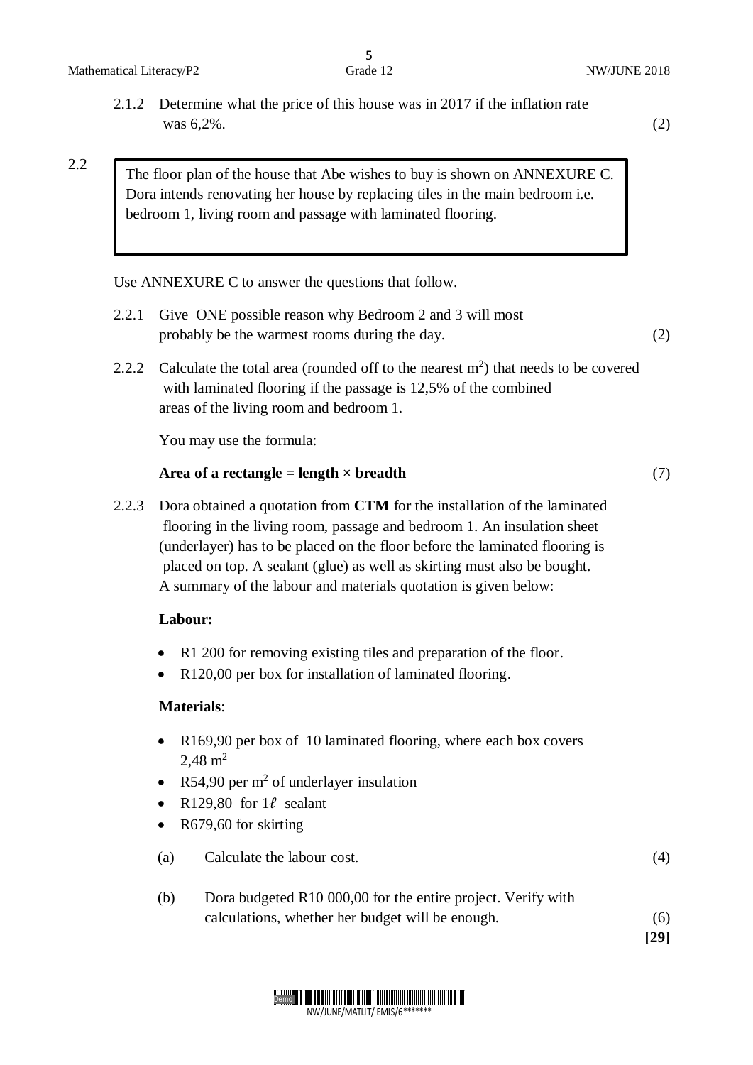2.1.2 Determine what the price of this house was in 2017 if the inflation rate was 6,2%. (2)

2.2

> The floor plan of the house that Abe wishes to buy is shown on ANNEXURE C. Dora intends renovating her house by replacing tiles in the main bedroom i.e. bedroom 1, living room and passage with laminated flooring.

Use ANNEXURE C to answer the questions that follow.

2.2.1 Give ONE possible reason why Bedroom 2 and 3 will most probably be the warmest rooms during the day. (2)

2.2.2 Calculate the total area (rounded off to the nearest $m^2$) that needs to be covered with laminated flooring if the passage is 12,5% of the combined areas of the living room and bedroom 1.

You may use the formula:

**Area of a rectangle = length × breadth** (7)

2.2.3 Dora obtained a quotation from **CTM** for the installation of the laminated flooring in the living room, passage and bedroom 1. An insulation sheet (underlayer) has to be placed on the floor before the laminated flooring is placed on top. A sealant (glue) as well as skirting must also be bought. A summary of the labour and materials quotation is given below:

**Labour:**

- R1 200 for removing existing tiles and preparation of the floor.
- R120,00 per box for installation of laminated flooring.

**Materials**:

- R169,90 per box of 10 laminated flooring, where each box covers 2,48 $m^2$
- R54,90 per $m^2$ of underlayer insulation
- R129,80 for $1\ell$ sealant
- R679,60 for skirting

(a) Calculate the labour cost. (4)

(b) Dora budgeted R10 000,00 for the entire project. Verify with calculations, whether her budget will be enough. (6)

**[29]**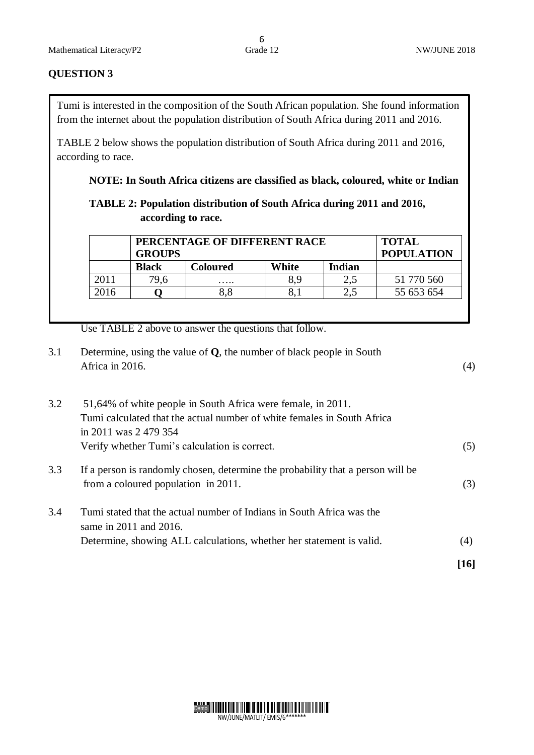## QUESTION 3

Tumi is interested in the composition of the South African population. She found information from the internet about the population distribution of South Africa during 2011 and 2016.

TABLE 2 below shows the population distribution of South Africa during 2011 and 2016, according to race.

**NOTE: In South Africa citizens are classified as black, coloured, white or Indian**

**TABLE 2: Population distribution of South Africa during 2011 and 2016, according to race.**

| | **PERCENTAGE OF DIFFERENT RACE GROUPS** | | | | **TOTAL POPULATION** |
|---|---|---|---|---|---|
| | **Black** | **Coloured** | **White** | **Indian** | |
| 2011 | 79,6 | ….. | 8,9 | 2,5 | 51 770 560 |
| 2016 | **Q** | 8,8 | 8,1 | 2,5 | 55 653 654 |

Use TABLE 2 above to answer the questions that follow.

3.1 Determine, using the value of **Q**, the number of black people in South Africa in 2016. (4)

3.2 51,64% of white people in South Africa were female, in 2011. Tumi calculated that the actual number of white females in South Africa in 2011 was 2 479 354
Verify whether Tumi's calculation is correct. (5)

3.3 If a person is randomly chosen, determine the probability that a person will be from a coloured population in 2011. (3)

3.4 Tumi stated that the actual number of Indians in South Africa was the same in 2011 and 2016.
Determine, showing ALL calculations, whether her statement is valid. (4)

**[16]**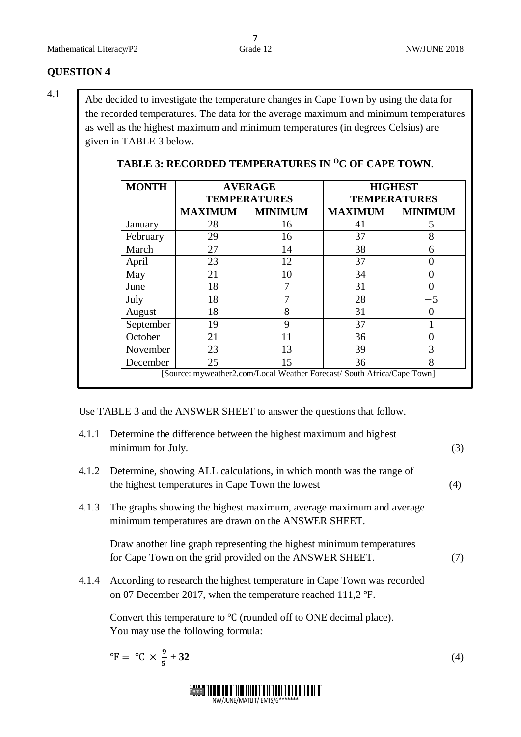## QUESTION 4

4.1 Abe decided to investigate the temperature changes in Cape Town by using the data for the recorded temperatures. The data for the average maximum and minimum temperatures as well as the highest maximum and minimum temperatures (in degrees Celsius) are given in TABLE 3 below.

**TABLE 3: RECORDED TEMPERATURES IN $^{O}$C OF CAPE TOWN**.

| MONTH | AVERAGE TEMPERATURES | | HIGHEST TEMPERATURES | |
|---|---|---|---|---|
| | MAXIMUM | MINIMUM | MAXIMUM | MINIMUM |
| January | 28 | 16 | 41 | 5 |
| February | 29 | 16 | 37 | 8 |
| March | 27 | 14 | 38 | 6 |
| April | 23 | 12 | 37 | 0 |
| May | 21 | 10 | 34 | 0 |
| June | 18 | 7 | 31 | 0 |
| July | 18 | 7 | 28 | −5 |
| August | 18 | 8 | 31 | 0 |
| September | 19 | 9 | 37 | 1 |
| October | 21 | 11 | 36 | 0 |
| November | 23 | 13 | 39 | 3 |
| December | 25 | 15 | 36 | 8 |

[Source: myweather2.com/Local Weather Forecast/ South Africa/Cape Town]

Use TABLE 3 and the ANSWER SHEET to answer the questions that follow.

4.1.1 Determine the difference between the highest maximum and highest minimum for July. (3)

4.1.2 Determine, showing ALL calculations, in which month was the range of the highest temperatures in Cape Town the lowest (4)

4.1.3 The graphs showing the highest maximum, average maximum and average minimum temperatures are drawn on the ANSWER SHEET.

Draw another line graph representing the highest minimum temperatures for Cape Town on the grid provided on the ANSWER SHEET. (7)

4.1.4 According to research the highest temperature in Cape Town was recorded on 07 December 2017, when the temperature reached 111,2 °F.

Convert this temperature to ℃ (rounded off to ONE decimal place). You may use the following formula:

$$°F = ℃ \times \frac{9}{5} + 32$$ (4)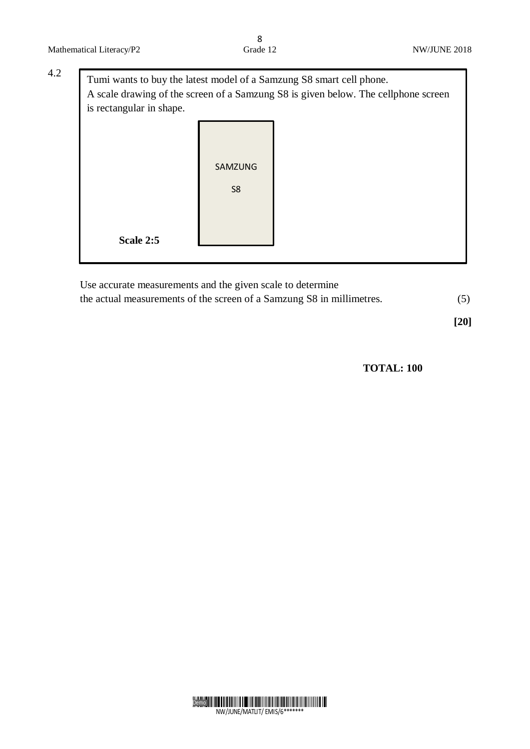4.2

Tumi wants to buy the latest model of a Samzung S8 smart cell phone.
A scale drawing of the screen of a Samzung S8 is given below. The cellphone screen is rectangular in shape.

SAMZUNG

S8

**Scale 2:5**

Use accurate measurements and the given scale to determine the actual measurements of the screen of a Samzung S8 in millimetres. (5)

**[20]**

**TOTAL: 100**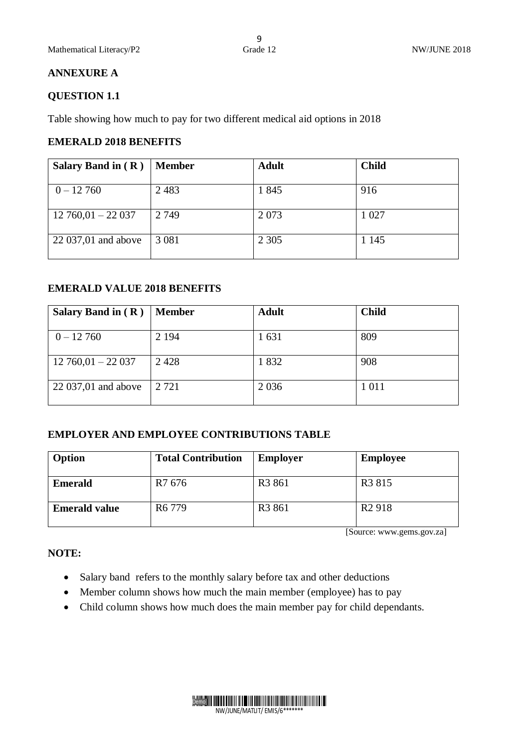**ANNEXURE A**

**QUESTION 1.1**

Table showing how much to pay for two different medical aid options in 2018

**EMERALD 2018 BENEFITS**

| Salary Band in ( R ) | Member | Adult | Child |
|---|---|---|---|
| 0 – 12 760 | 2 483 | 1 845 | 916 |
| 12 760,01 – 22 037 | 2 749 | 2 073 | 1 027 |
| 22 037,01 and above | 3 081 | 2 305 | 1 145 |

**EMERALD VALUE 2018 BENEFITS**

| Salary Band in ( R ) | Member | Adult | Child |
|---|---|---|---|
| 0 – 12 760 | 2 194 | 1 631 | 809 |
| 12 760,01 – 22 037 | 2 428 | 1 832 | 908 |
| 22 037,01 and above | 2 721 | 2 036 | 1 011 |

**EMPLOYER AND EMPLOYEE CONTRIBUTIONS TABLE**

| Option | Total Contribution | Employer | Employee |
|---|---|---|---|
| **Emerald** | R7 676 | R3 861 | R3 815 |
| **Emerald value** | R6 779 | R3 861 | R2 918 |

[Source: www.gems.gov.za]

**NOTE:**

- Salary band refers to the monthly salary before tax and other deductions
- Member column shows how much the main member (employee) has to pay
- Child column shows how much does the main member pay for child dependants.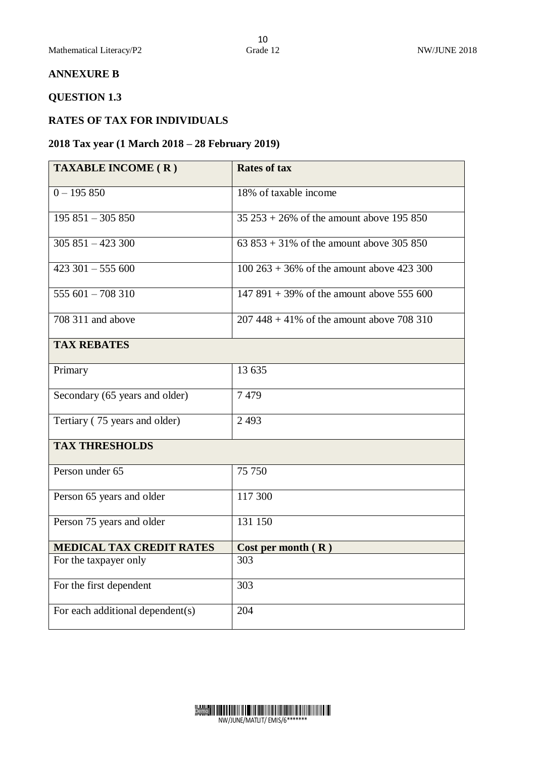**ANNEXURE B**

**QUESTION 1.3**

**RATES OF TAX FOR INDIVIDUALS**

**2018 Tax year (1 March 2018 – 28 February 2019)**

| **TAXABLE INCOME ( R )** | **Rates of tax** |
|---|---|
| 0 – 195 850 | 18% of taxable income |
| 195 851 – 305 850 | 35 253 + 26% of the amount above 195 850 |
| 305 851 – 423 300 | 63 853 + 31% of the amount above 305 850 |
| 423 301 – 555 600 | 100 263 + 36% of the amount above 423 300 |
| 555 601 – 708 310 | 147 891 + 39% of the amount above 555 600 |
| 708 311 and above | 207 448 + 41% of the amount above 708 310 |
| **TAX REBATES** | |
| Primary | 13 635 |
| Secondary (65 years and older) | 7 479 |
| Tertiary ( 75 years and older) | 2 493 |
| **TAX THRESHOLDS** | |
| Person under 65 | 75 750 |
| Person 65 years and older | 117 300 |
| Person 75 years and older | 131 150 |
| **MEDICAL TAX CREDIT RATES** | **Cost per month ( R )** |
| For the taxpayer only | 303 |
| For the first dependent | 303 |
| For each additional dependent(s) | 204 |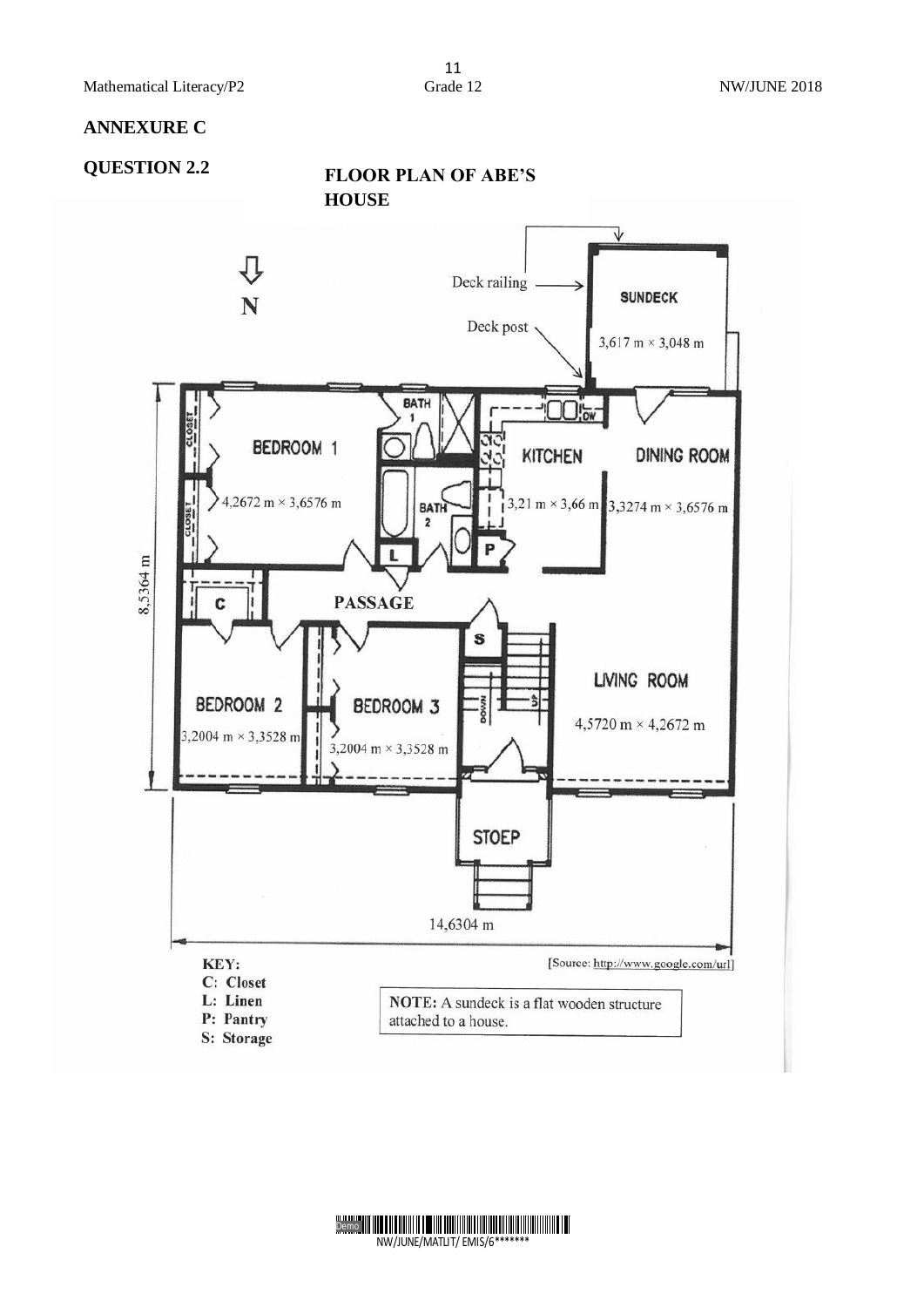## ANNEXURE C

## QUESTION 2.2

### FLOOR PLAN OF ABE'S HOUSE

N

Deck railing

Deck post

SUNDECK

3,617 m × 3,048 m

BATH 1

KITCHEN

DINING ROOM

BEDROOM 1

4,2672 m × 3,6576 m

BATH 2

3,21 m × 3,66 m

3,3274 m × 3,6576 m

CLOSET

L

P

DW

8,5364 m

C

PASSAGE

S

LIVING ROOM

BEDROOM 2

BEDROOM 3

DOWN

UP

4,5720 m × 4,2672 m

3,2004 m × 3,3528 m

3,2004 m × 3,3528 m

STOEP

14,6304 m

[Source: http://www.google.com/url]

**KEY:**
- **C: Closet**
- **L: Linen**
- **P: Pantry**
- **S: Storage**

**NOTE:** A sundeck is a flat wooden structure attached to a house.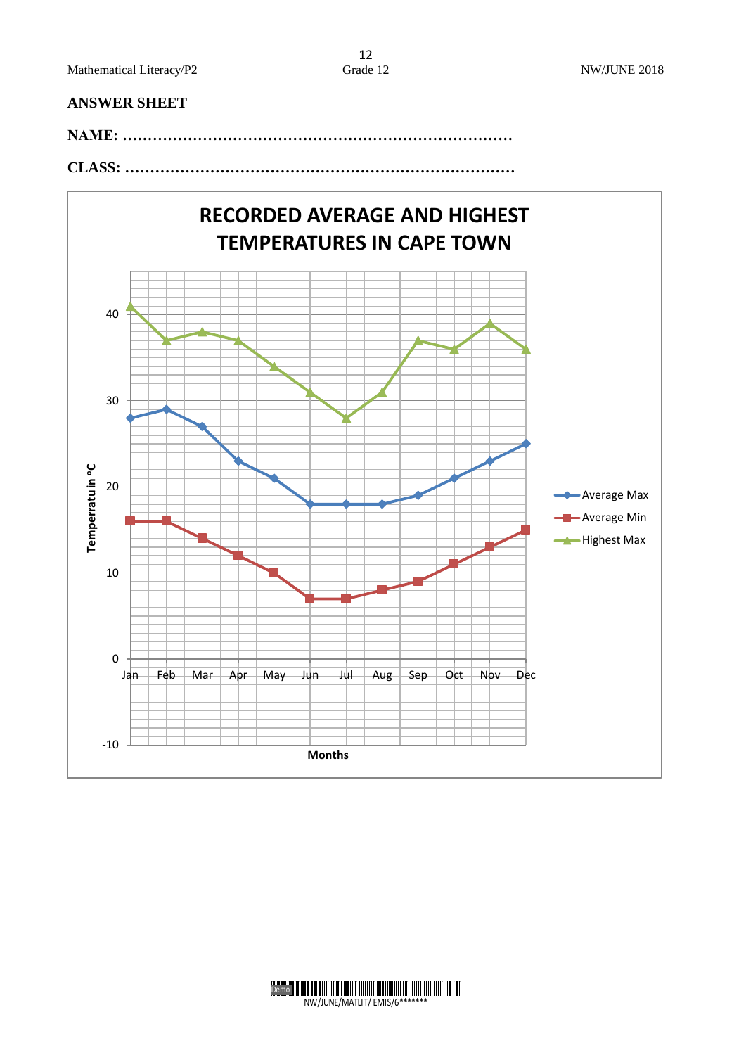**ANSWER SHEET**

**NAME: ……………………………………………………………………**

**CLASS: ……………………………………………………………………**

RECORDED AVERAGE AND HIGHEST TEMPERATURES IN CAPE TOWN

Temperratu in °C

40

30

20

10

0

-10

Jan Feb Mar Apr May Jun Jul Aug Sep Oct Nov Dec

Months

Average Max

Average Min

Highest Max

NW/JUNE/MATLIT/ EMIS/6*******